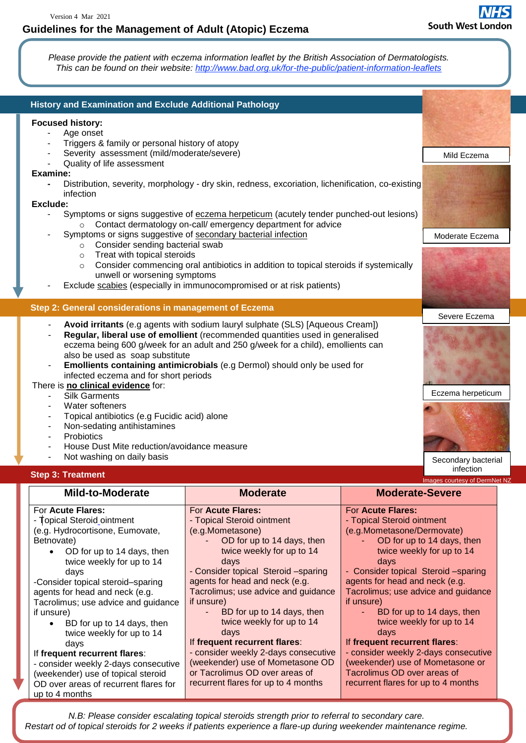Version 4 Mar 2021

# Guidelines for the Management of Adult (Atopic) Eczema

NHS South West London

*Please provide the patient with eczema information leaflet by the British Association of Dermatologists. This can be found on their website: http://www.bad.org.uk/for-the-public/patient-information-leaflets*

## History and Examination and Exclude Additional Pathology

**Focused history:**

- Age onset
- Triggers & family or personal history of atopy
- Severity assessment (mild/moderate/severe)
- Quality of life assessment

**Examine:**

- Distribution, severity, morphology - dry skin, redness, excoriation, lichenification, co-existing infection

**Exclude:**

- Symptoms or signs suggestive of eczema herpeticum (acutely tender punched-out lesions)
  - Contact dermatology on-call/ emergency department for advice
- Symptoms or signs suggestive of secondary bacterial infection
  - Consider sending bacterial swab
  - Treat with topical steroids
  - Consider commencing oral antibiotics in addition to topical steroids if systemically unwell or worsening symptoms
- Exclude scabies (especially in immunocompromised or at risk patients)

Mild Eczema

Moderate Eczema

Severe Eczema

Eczema herpeticum

Secondary bacterial infection

Images courtesy of DermNet NZ

## Step 2: General considerations in management of Eczema

- **Avoid irritants** (e.g agents with sodium lauryl sulphate (SLS) [Aqueous Cream])
- **Regular, liberal use of emollient** (recommended quantities used in generalised eczema being 600 g/week for an adult and 250 g/week for a child), emollients can also be used as soap substitute
- **Emollients containing antimicrobials** (e.g Dermol) should only be used for infected eczema and for short periods

There is **no clinical evidence** for:

- Silk Garments
- Water softeners
- Topical antibiotics (e.g Fucidic acid) alone
- Non-sedating antihistamines
- Probiotics
- House Dust Mite reduction/avoidance measure
- Not washing on daily basis

## Step 3: Treatment

| Mild-to-Moderate | Moderate | Moderate-Severe |
|---|---|---|
| For **Acute Flares:**<br>- Topical Steroid ointment (e.g. Hydrocortisone, Eumovate, Betnovate)<br>• OD for up to 14 days, then twice weekly for up to 14 days<br>-Consider topical steroid–sparing agents for head and neck (e.g. Tacrolimus; use advice and guidance if unsure)<br>• BD for up to 14 days, then twice weekly for up to 14 days<br>If **frequent recurrent flares**:<br>- consider weekly 2-days consecutive (weekender) use of topical steroid OD over areas of recurrent flares for up to 4 months | For **Acute Flares:**<br>- Topical Steroid ointment (e.g.Mometasone)<br>- OD for up to 14 days, then twice weekly for up to 14 days<br>- Consider topical Steroid –sparing agents for head and neck (e.g. Tacrolimus; use advice and guidance if unsure)<br>- BD for up to 14 days, then twice weekly for up to 14 days<br>If **frequent recurrent flares**:<br>- consider weekly 2-days consecutive (weekender) use of Mometasone OD or Tacrolimus OD over areas of recurrent flares for up to 4 months | For **Acute Flares:**<br>- Topical Steroid ointment (e.g.Mometasone/Dermovate)<br>- OD for up to 14 days, then twice weekly for up to 14 days<br>- Consider topical Steroid –sparing agents for head and neck (e.g. Tacrolimus; use advice and guidance if unsure)<br>- BD for up to 14 days, then twice weekly for up to 14 days<br>If **frequent recurrent flares**:<br>- consider weekly 2-days consecutive (weekender) use of Mometasone or Tacrolimus OD over areas of recurrent flares for up to 4 months |

*N.B: Please consider escalating topical steroids strength prior to referral to secondary care. Restart od of topical steroids for 2 weeks if patients experience a flare-up during weekender maintenance regime.*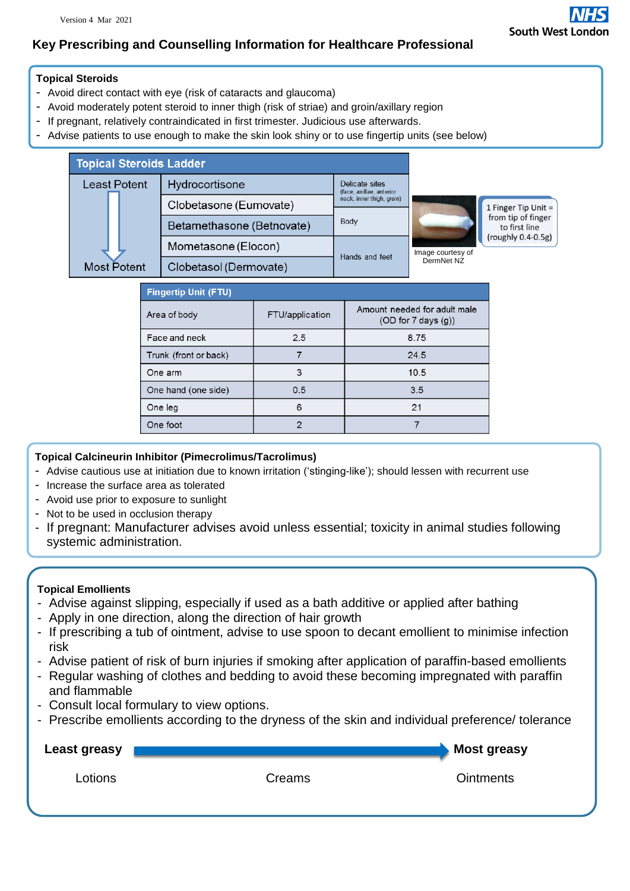Version 4 Mar 2021

# Key Prescribing and Counselling Information for Healthcare Professional

### Topical Steroids

- Avoid direct contact with eye (risk of cataracts and glaucoma)
- Avoid moderately potent steroid to inner thigh (risk of striae) and groin/axillary region
- If pregnant, relatively contraindicated in first trimester. Judicious use afterwards.
- Advise patients to use enough to make the skin look shiny or to use fingertip units (see below)

**Topical Steroids Ladder**

| | | |
|---|---|---|
| Least Potent | Hydrocortisone | Delicate sites (face, axillae, anterior neck, inner thigh, groin) |
| | Clobetasone (Eumovate) | |
| | Betamethasone (Betnovate) | Body |
| | Mometasone (Elocon) | Hands and feet |
| Most Potent | Clobetasol (Dermovate) | |

1 Finger Tip Unit = from tip of finger to first line (roughly 0.4-0.5g)

Image courtesy of DermNet NZ

**Fingertip Unit (FTU)**

| Area of body | FTU/application | Amount needed for adult male (OD for 7 days (g)) |
|---|---|---|
| Face and neck | 2.5 | 8.75 |
| Trunk (front or back) | 7 | 24.5 |
| One arm | 3 | 10.5 |
| One hand (one side) | 0.5 | 3.5 |
| One leg | 6 | 21 |
| One foot | 2 | 7 |

### Topical Calcineurin Inhibitor (Pimecrolimus/Tacrolimus)

- Advise cautious use at initiation due to known irritation ('stinging-like'); should lessen with recurrent use
- Increase the surface area as tolerated
- Avoid use prior to exposure to sunlight
- Not to be used in occlusion therapy
- If pregnant: Manufacturer advises avoid unless essential; toxicity in animal studies following systemic administration.

### Topical Emollients

- Advise against slipping, especially if used as a bath additive or applied after bathing
- Apply in one direction, along the direction of hair growth
- If prescribing a tub of ointment, advise to use spoon to decant emollient to minimise infection risk
- Advise patient of risk of burn injuries if smoking after application of paraffin-based emollients
- Regular washing of clothes and bedding to avoid these becoming impregnated with paraffin and flammable
- Consult local formulary to view options.
- Prescribe emollients according to the dryness of the skin and individual preference/ tolerance

**Least greasy** → **Most greasy**

Lotions — Creams — Ointments